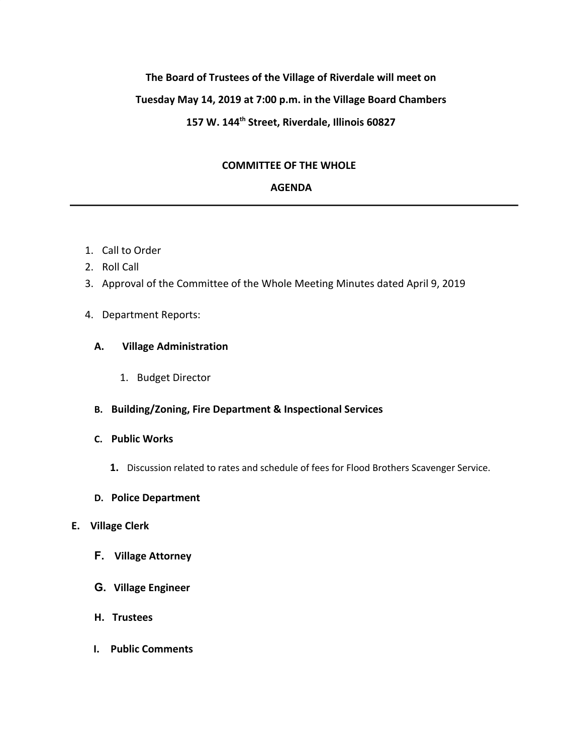**The Board of Trustees of the Village of Riverdale will meet on**

**Tuesday May 14, 2019 at 7:00 p.m. in the Village Board Chambers**

**157 W. 144th Street, Riverdale, Illinois 60827**

## COMMITTEE OF THE WHOLE

## AGENDA

---

1. Call to Order
2. Roll Call
3. Approval of the Committee of the Whole Meeting Minutes dated April 9, 2019
4. Department Reports:

   **A. Village Administration**

      1. Budget Director

   **B. Building/Zoning, Fire Department & Inspectional Services**

   **C. Public Works**

      **1.** Discussion related to rates and schedule of fees for Flood Brothers Scavenger Service.

   **D. Police Department**

   **E. Village Clerk**

   **F. Village Attorney**

   **G. Village Engineer**

   **H. Trustees**

   **I. Public Comments**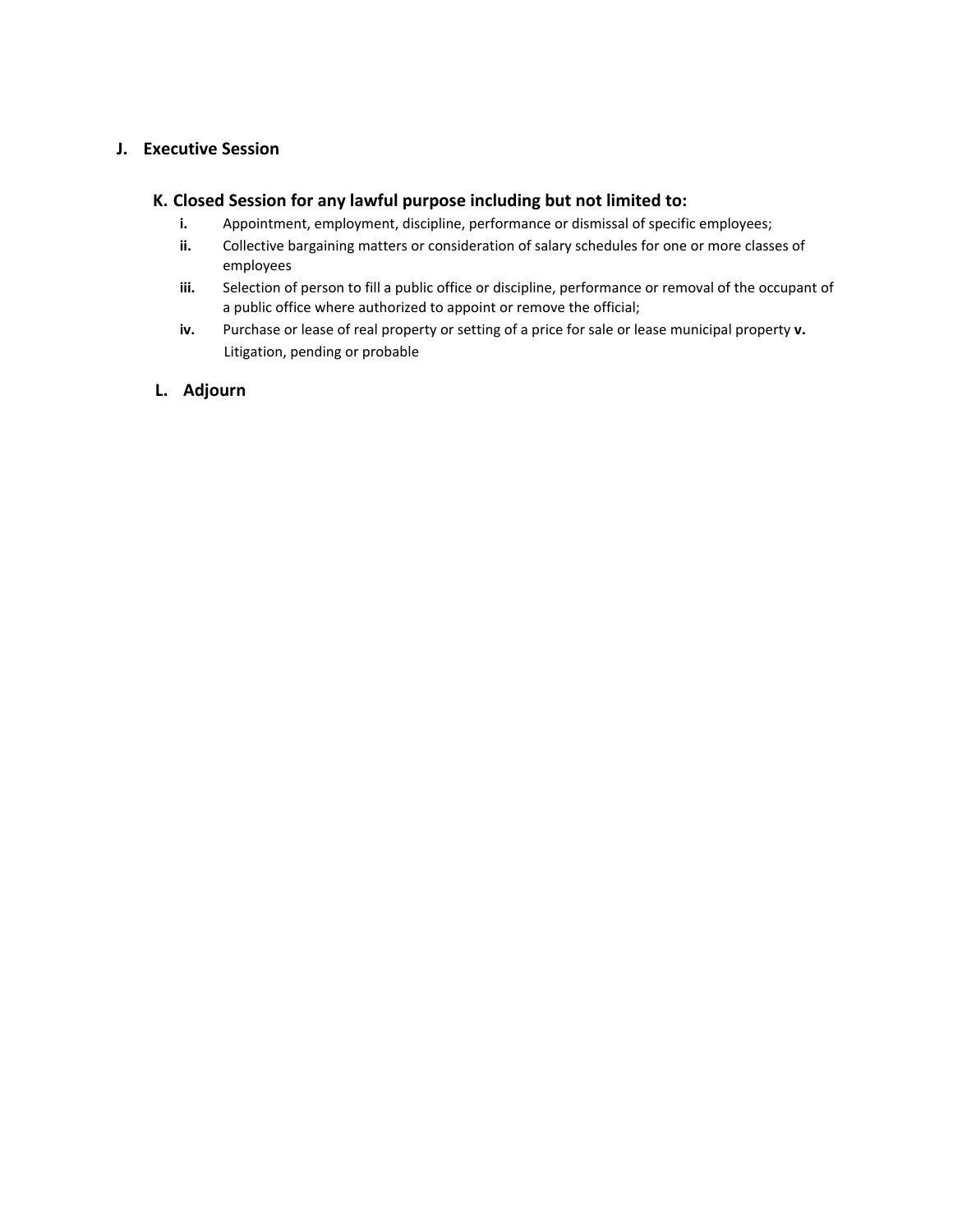**J. Executive Session**

**K. Closed Session for any lawful purpose including but not limited to:**

- **i.** Appointment, employment, discipline, performance or dismissal of specific employees;
- **ii.** Collective bargaining matters or consideration of salary schedules for one or more classes of employees
- **iii.** Selection of person to fill a public office or discipline, performance or removal of the occupant of a public office where authorized to appoint or remove the official;
- **iv.** Purchase or lease of real property or setting of a price for sale or lease municipal property
- **v.** Litigation, pending or probable

**L. Adjourn**